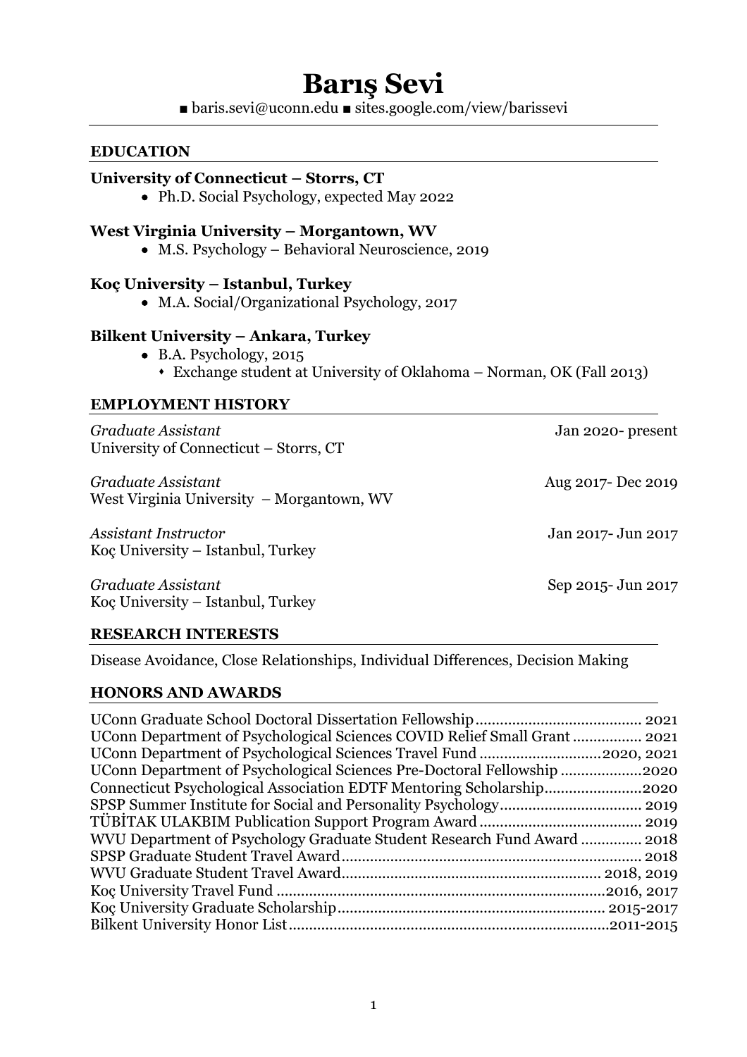# Barış Sevi

■ baris.sevi@uconn.edu ■ sites.google.com/view/barissevi

## EDUCATION

**University of Connecticut – Storrs, CT**

- Ph.D. Social Psychology, expected May 2022

**West Virginia University – Morgantown, WV**

- M.S. Psychology – Behavioral Neuroscience, 2019

**Koç University – Istanbul, Turkey**

- M.A. Social/Organizational Psychology, 2017

**Bilkent University – Ankara, Turkey**

- B.A. Psychology, 2015
  - Exchange student at University of Oklahoma – Norman, OK (Fall 2013)

## EMPLOYMENT HISTORY

*Graduate Assistant* — Jan 2020- present
University of Connecticut – Storrs, CT

*Graduate Assistant* — Aug 2017- Dec 2019
West Virginia University – Morgantown, WV

*Assistant Instructor* — Jan 2017- Jun 2017
Koç University – Istanbul, Turkey

*Graduate Assistant* — Sep 2015- Jun 2017
Koç University – Istanbul, Turkey

## RESEARCH INTERESTS

Disease Avoidance, Close Relationships, Individual Differences, Decision Making

## HONORS AND AWARDS

- UConn Graduate School Doctoral Dissertation Fellowship .......... 2021
- UConn Department of Psychological Sciences COVID Relief Small Grant .......... 2021
- UConn Department of Psychological Sciences Travel Fund .......... 2020, 2021
- UConn Department of Psychological Sciences Pre-Doctoral Fellowship .......... 2020
- Connecticut Psychological Association EDTF Mentoring Scholarship .......... 2020
- SPSP Summer Institute for Social and Personality Psychology .......... 2019
- TÜBİTAK ULAKBIM Publication Support Program Award .......... 2019
- WVU Department of Psychology Graduate Student Research Fund Award .......... 2018
- SPSP Graduate Student Travel Award .......... 2018
- WVU Graduate Student Travel Award .......... 2018, 2019
- Koç University Travel Fund .......... 2016, 2017
- Koç University Graduate Scholarship .......... 2015-2017
- Bilkent University Honor List .......... 2011-2015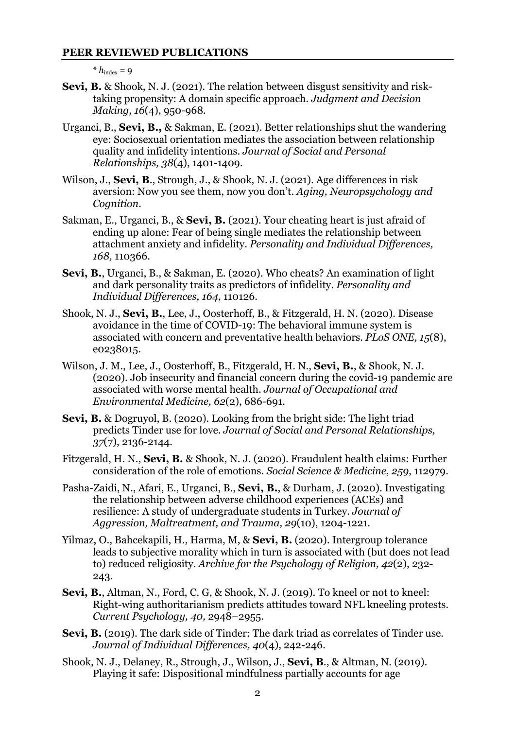## PEER REVIEWED PUBLICATIONS

* $h_{\text{index}}$ = 9

**Sevi, B.** & Shook, N. J. (2021). The relation between disgust sensitivity and risk-taking propensity: A domain specific approach. *Judgment and Decision Making, 16*(4), 950-968.

Urganci, B., **Sevi, B.,** & Sakman, E. (2021). Better relationships shut the wandering eye: Sociosexual orientation mediates the association between relationship quality and infidelity intentions. *Journal of Social and Personal Relationships, 38*(4), 1401-1409.

Wilson, J., **Sevi, B**., Strough, J., & Shook, N. J. (2021). Age differences in risk aversion: Now you see them, now you don't. *Aging, Neuropsychology and Cognition.*

Sakman, E., Urganci, B., & **Sevi, B.** (2021). Your cheating heart is just afraid of ending up alone: Fear of being single mediates the relationship between attachment anxiety and infidelity. *Personality and Individual Differences, 168,* 110366.

**Sevi, B.**, Urganci, B., & Sakman, E. (2020). Who cheats? An examination of light and dark personality traits as predictors of infidelity. *Personality and Individual Differences, 164*, 110126.

Shook, N. J., **Sevi, B.**, Lee, J., Oosterhoff, B., & Fitzgerald, H. N. (2020). Disease avoidance in the time of COVID-19: The behavioral immune system is associated with concern and preventative health behaviors. *PLoS ONE, 15*(8), e0238015.

Wilson, J. M., Lee, J., Oosterhoff, B., Fitzgerald, H. N., **Sevi, B.**, & Shook, N. J. (2020). Job insecurity and financial concern during the covid-19 pandemic are associated with worse mental health. *Journal of Occupational and Environmental Medicine, 62*(2), 686-691.

**Sevi, B.** & Dogruyol, B. (2020). Looking from the bright side: The light triad predicts Tinder use for love. *Journal of Social and Personal Relationships, 37*(7), 2136-2144.

Fitzgerald, H. N., **Sevi, B.** & Shook, N. J. (2020). Fraudulent health claims: Further consideration of the role of emotions. *Social Science & Medicine*, *259*, 112979.

Pasha-Zaidi, N., Afari, E., Urganci, B., **Sevi, B.**, & Durham, J. (2020). Investigating the relationship between adverse childhood experiences (ACEs) and resilience: A study of undergraduate students in Turkey. *Journal of Aggression, Maltreatment, and Trauma, 29*(10), 1204-1221.

Yilmaz, O., Bahcekapili, H., Harma, M, & **Sevi, B.** (2020). Intergroup tolerance leads to subjective morality which in turn is associated with (but does not lead to) reduced religiosity. *Archive for the Psychology of Religion, 42*(2), 232-243.

**Sevi, B.**, Altman, N., Ford, C. G, & Shook, N. J. (2019). To kneel or not to kneel: Right-wing authoritarianism predicts attitudes toward NFL kneeling protests. *Current Psychology, 40,* 2948–2955.

**Sevi, B.** (2019). The dark side of Tinder: The dark triad as correlates of Tinder use. *Journal of Individual Differences, 40*(4), 242-246.

Shook, N. J., Delaney, R., Strough, J., Wilson, J., **Sevi, B**., & Altman, N. (2019). Playing it safe: Dispositional mindfulness partially accounts for age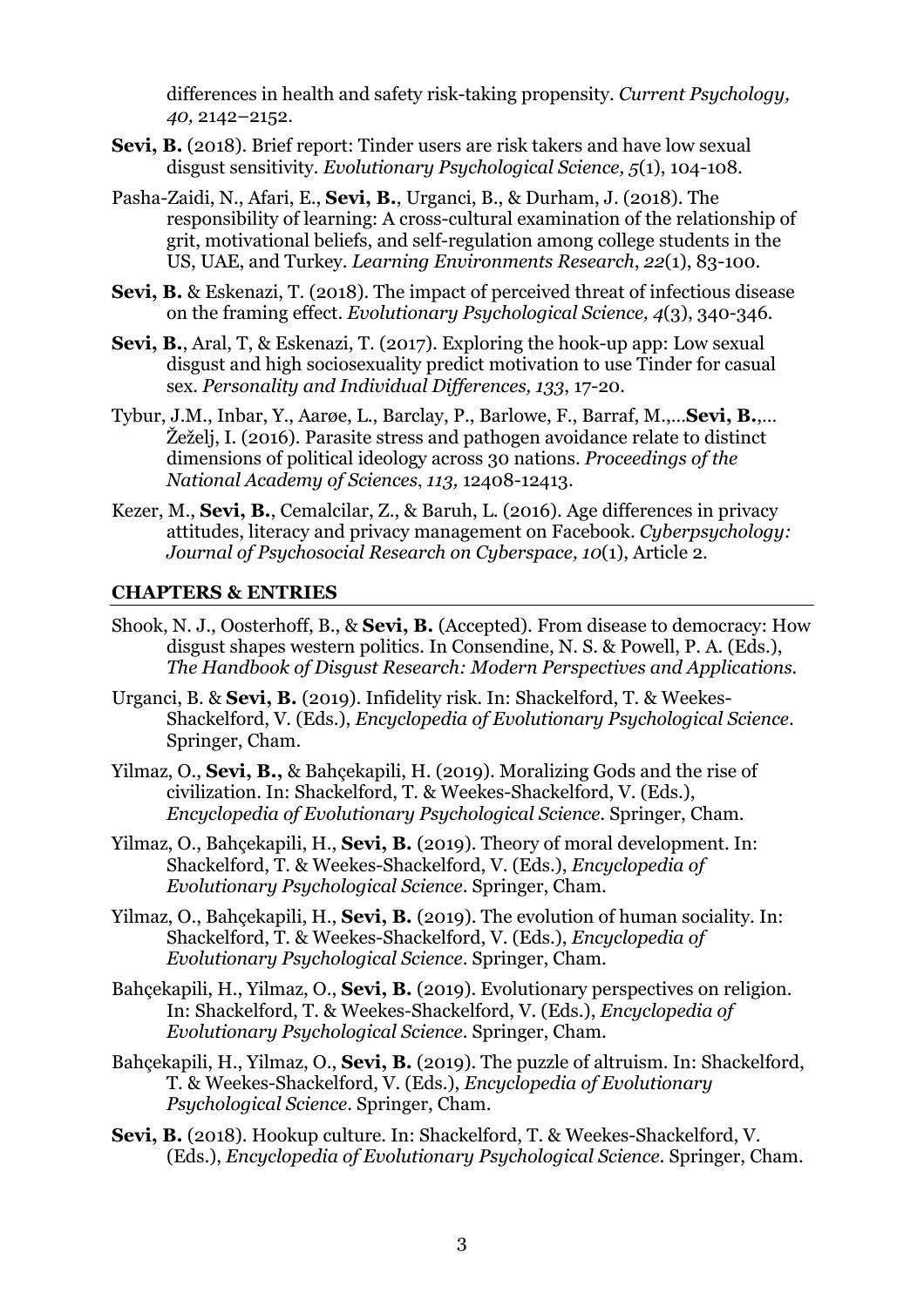differences in health and safety risk-taking propensity. *Current Psychology, 40,* 2142–2152.

**Sevi, B.** (2018). Brief report: Tinder users are risk takers and have low sexual disgust sensitivity. *Evolutionary Psychological Science, 5*(1), 104-108.

Pasha-Zaidi, N., Afari, E., **Sevi, B.**, Urganci, B., & Durham, J. (2018). The responsibility of learning: A cross-cultural examination of the relationship of grit, motivational beliefs, and self-regulation among college students in the US, UAE, and Turkey. *Learning Environments Research*, *22*(1), 83-100.

**Sevi, B.** & Eskenazi, T. (2018). The impact of perceived threat of infectious disease on the framing effect. *Evolutionary Psychological Science, 4*(3), 340-346.

**Sevi, B.**, Aral, T, & Eskenazi, T. (2017). Exploring the hook-up app: Low sexual disgust and high sociosexuality predict motivation to use Tinder for casual sex. *Personality and Individual Differences, 133*, 17-20.

Tybur, J.M., Inbar, Y., Aarøe, L., Barclay, P., Barlowe, F., Barraf, M.,…**Sevi, B.**,… Žeželj, I. (2016). Parasite stress and pathogen avoidance relate to distinct dimensions of political ideology across 30 nations. *Proceedings of the National Academy of Sciences*, *113,* 12408-12413.

Kezer, M., **Sevi, B.**, Cemalcilar, Z., & Baruh, L. (2016). Age differences in privacy attitudes, literacy and privacy management on Facebook. *Cyberpsychology: Journal of Psychosocial Research on Cyberspace, 10*(1), Article 2.

## CHAPTERS & ENTRIES

Shook, N. J., Oosterhoff, B., & **Sevi, B.** (Accepted). From disease to democracy: How disgust shapes western politics. In Consendine, N. S. & Powell, P. A. (Eds.), *The Handbook of Disgust Research: Modern Perspectives and Applications.*

Urganci, B. & **Sevi, B.** (2019). Infidelity risk. In: Shackelford, T. & Weekes-Shackelford, V. (Eds.), *Encyclopedia of Evolutionary Psychological Science*. Springer, Cham.

Yilmaz, O., **Sevi, B.,** & Bahçekapili, H. (2019). Moralizing Gods and the rise of civilization. In: Shackelford, T. & Weekes-Shackelford, V. (Eds.), *Encyclopedia of Evolutionary Psychological Science*. Springer, Cham.

Yilmaz, O., Bahçekapili, H., **Sevi, B.** (2019). Theory of moral development. In: Shackelford, T. & Weekes-Shackelford, V. (Eds.), *Encyclopedia of Evolutionary Psychological Science*. Springer, Cham.

Yilmaz, O., Bahçekapili, H., **Sevi, B.** (2019). The evolution of human sociality. In: Shackelford, T. & Weekes-Shackelford, V. (Eds.), *Encyclopedia of Evolutionary Psychological Science*. Springer, Cham.

Bahçekapili, H., Yilmaz, O., **Sevi, B.** (2019). Evolutionary perspectives on religion. In: Shackelford, T. & Weekes-Shackelford, V. (Eds.), *Encyclopedia of Evolutionary Psychological Science*. Springer, Cham.

Bahçekapili, H., Yilmaz, O., **Sevi, B.** (2019). The puzzle of altruism. In: Shackelford, T. & Weekes-Shackelford, V. (Eds.), *Encyclopedia of Evolutionary Psychological Science*. Springer, Cham.

**Sevi, B.** (2018). Hookup culture. In: Shackelford, T. & Weekes-Shackelford, V. (Eds.), *Encyclopedia of Evolutionary Psychological Science*. Springer, Cham.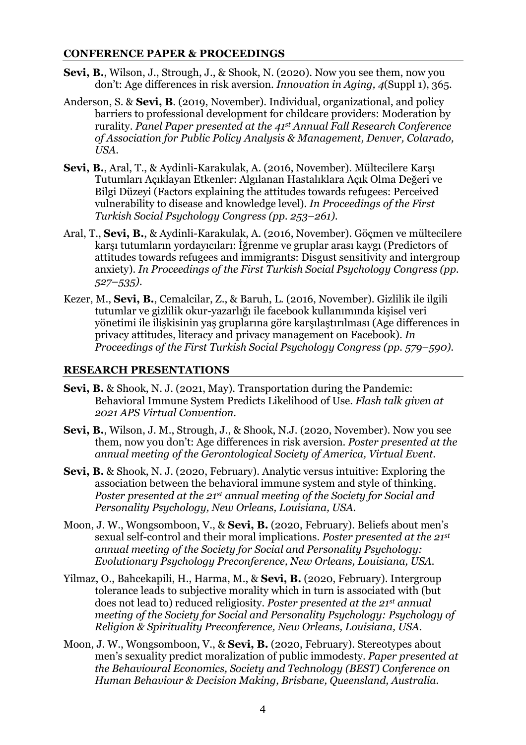## CONFERENCE PAPER & PROCEEDINGS

**Sevi, B.**, Wilson, J., Strough, J., & Shook, N. (2020). Now you see them, now you don't: Age differences in risk aversion. *Innovation in Aging, 4*(Suppl 1), 365.

Anderson, S. & **Sevi, B**. (2019, November). Individual, organizational, and policy barriers to professional development for childcare providers: Moderation by rurality. *Panel Paper presented at the 41st Annual Fall Research Conference of Association for Public Policy Analysis & Management, Denver, Colarado, USA.*

**Sevi, B.**, Aral, T., & Aydinli-Karakulak, A. (2016, November). Mültecilere Karşı Tutumları Açıklayan Etkenler: Algılanan Hastalıklara Açık Olma Değeri ve Bilgi Düzeyi (Factors explaining the attitudes towards refugees: Perceived vulnerability to disease and knowledge level). *In Proceedings of the First Turkish Social Psychology Congress (pp. 253–261).*

Aral, T., **Sevi, B.**, & Aydinli-Karakulak, A. (2016, November). Göçmen ve mültecilere karşı tutumların yordayıcıları: İğrenme ve gruplar arası kaygı (Predictors of attitudes towards refugees and immigrants: Disgust sensitivity and intergroup anxiety). *In Proceedings of the First Turkish Social Psychology Congress (pp. 527–535).*

Kezer, M., **Sevi, B.**, Cemalcilar, Z., & Baruh, L. (2016, November). Gizlilik ile ilgili tutumlar ve gizlilik okur-yazarlığı ile facebook kullanımında kişisel veri yönetimi ile ilişkisinin yaş gruplarına göre karşılaştırılması (Age differences in privacy attitudes, literacy and privacy management on Facebook). *In Proceedings of the First Turkish Social Psychology Congress (pp. 579–590).*

## RESEARCH PRESENTATIONS

**Sevi, B.** & Shook, N. J. (2021, May). Transportation during the Pandemic: Behavioral Immune System Predicts Likelihood of Use. *Flash talk given at 2021 APS Virtual Convention.*

**Sevi, B.**, Wilson, J. M., Strough, J., & Shook, N.J. (2020, November). Now you see them, now you don't: Age differences in risk aversion. *Poster presented at the annual meeting of the Gerontological Society of America, Virtual Event.*

**Sevi, B.** & Shook, N. J. (2020, February). Analytic versus intuitive: Exploring the association between the behavioral immune system and style of thinking. *Poster presented at the 21st annual meeting of the Society for Social and Personality Psychology, New Orleans, Louisiana, USA.*

Moon, J. W., Wongsomboon, V., & **Sevi, B.** (2020, February). Beliefs about men's sexual self-control and their moral implications. *Poster presented at the 21st annual meeting of the Society for Social and Personality Psychology: Evolutionary Psychology Preconference, New Orleans, Louisiana, USA.*

Yilmaz, O., Bahcekapili, H., Harma, M., & **Sevi, B.** (2020, February). Intergroup tolerance leads to subjective morality which in turn is associated with (but does not lead to) reduced religiosity. *Poster presented at the 21st annual meeting of the Society for Social and Personality Psychology: Psychology of Religion & Spirituality Preconference, New Orleans, Louisiana, USA.*

Moon, J. W., Wongsomboon, V., & **Sevi, B.** (2020, February). Stereotypes about men's sexuality predict moralization of public immodesty. *Paper presented at the Behavioural Economics, Society and Technology (BEST) Conference on Human Behaviour & Decision Making, Brisbane, Queensland, Australia.*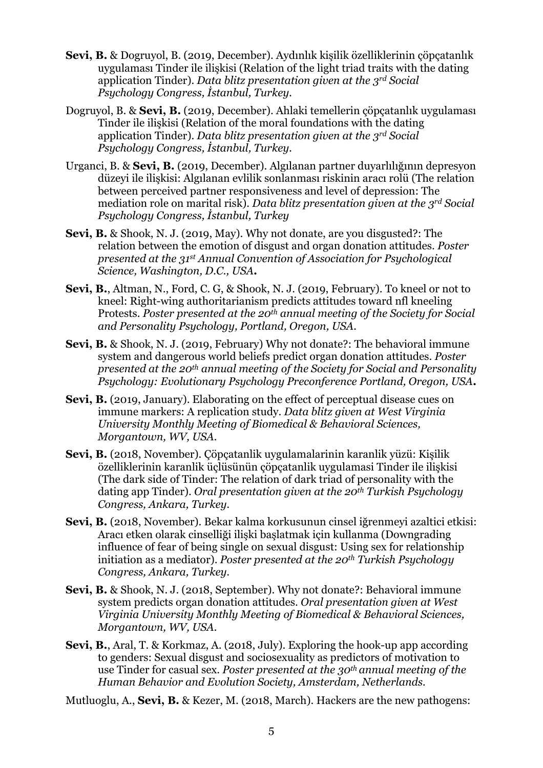**Sevi, B.** & Dogruyol, B. (2019, December). Aydınlık kişilik özelliklerinin çöpçatanlık uygulaması Tinder ile ilişkisi (Relation of the light triad traits with the dating application Tinder). *Data blitz presentation given at the 3rd Social Psychology Congress, İstanbul, Turkey.*

Dogruyol, B. & **Sevi, B.** (2019, December). Ahlaki temellerin çöpçatanlık uygulaması Tinder ile ilişkisi (Relation of the moral foundations with the dating application Tinder). *Data blitz presentation given at the 3rd Social Psychology Congress, İstanbul, Turkey.*

Urganci, B. & **Sevi, B.** (2019, December). Algılanan partner duyarlılığının depresyon düzeyi ile ilişkisi: Algılanan evlilik sonlanması riskinin aracı rolü (The relation between perceived partner responsiveness and level of depression: The mediation role on marital risk). *Data blitz presentation given at the 3rd Social Psychology Congress, İstanbul, Turkey*

**Sevi, B.** & Shook, N. J. (2019, May). Why not donate, are you disgusted?: The relation between the emotion of disgust and organ donation attitudes. *Poster presented at the 31st Annual Convention of Association for Psychological Science, Washington, D.C., USA***.**

**Sevi, B.**, Altman, N., Ford, C. G, & Shook, N. J. (2019, February). To kneel or not to kneel: Right-wing authoritarianism predicts attitudes toward nfl kneeling Protests. *Poster presented at the 20th annual meeting of the Society for Social and Personality Psychology, Portland, Oregon, USA.*

**Sevi, B.** & Shook, N. J. (2019, February) Why not donate?: The behavioral immune system and dangerous world beliefs predict organ donation attitudes. *Poster presented at the 20th annual meeting of the Society for Social and Personality Psychology: Evolutionary Psychology Preconference Portland, Oregon, USA***.**

**Sevi, B.** (2019, January). Elaborating on the effect of perceptual disease cues on immune markers: A replication study. *Data blitz given at West Virginia University Monthly Meeting of Biomedical & Behavioral Sciences, Morgantown, WV, USA.*

**Sevi, B.** (2018, November). Çöpçatanlik uygulamalarinin karanlik yüzü: Kişilik özelliklerinin karanlik üçlüsünün çöpçatanlik uygulamasi Tinder ile ilişkisi (The dark side of Tinder: The relation of dark triad of personality with the dating app Tinder). *Oral presentation given at the 20th Turkish Psychology Congress, Ankara, Turkey.*

**Sevi, B.** (2018, November). Bekar kalma korkusunun cinsel iğrenmeyi azaltici etkisi: Aracı etken olarak cinselliği ilişki başlatmak için kullanma (Downgrading influence of fear of being single on sexual disgust: Using sex for relationship initiation as a mediator). *Poster presented at the 20th Turkish Psychology Congress, Ankara, Turkey.*

**Sevi, B.** & Shook, N. J. (2018, September). Why not donate?: Behavioral immune system predicts organ donation attitudes. *Oral presentation given at West Virginia University Monthly Meeting of Biomedical & Behavioral Sciences, Morgantown, WV, USA.*

**Sevi, B.**, Aral, T. & Korkmaz, A. (2018, July). Exploring the hook-up app according to genders: Sexual disgust and sociosexuality as predictors of motivation to use Tinder for casual sex. *Poster presented at the 30th annual meeting of the Human Behavior and Evolution Society, Amsterdam, Netherlands.*

Mutluoglu, A., **Sevi, B.** & Kezer, M. (2018, March). Hackers are the new pathogens: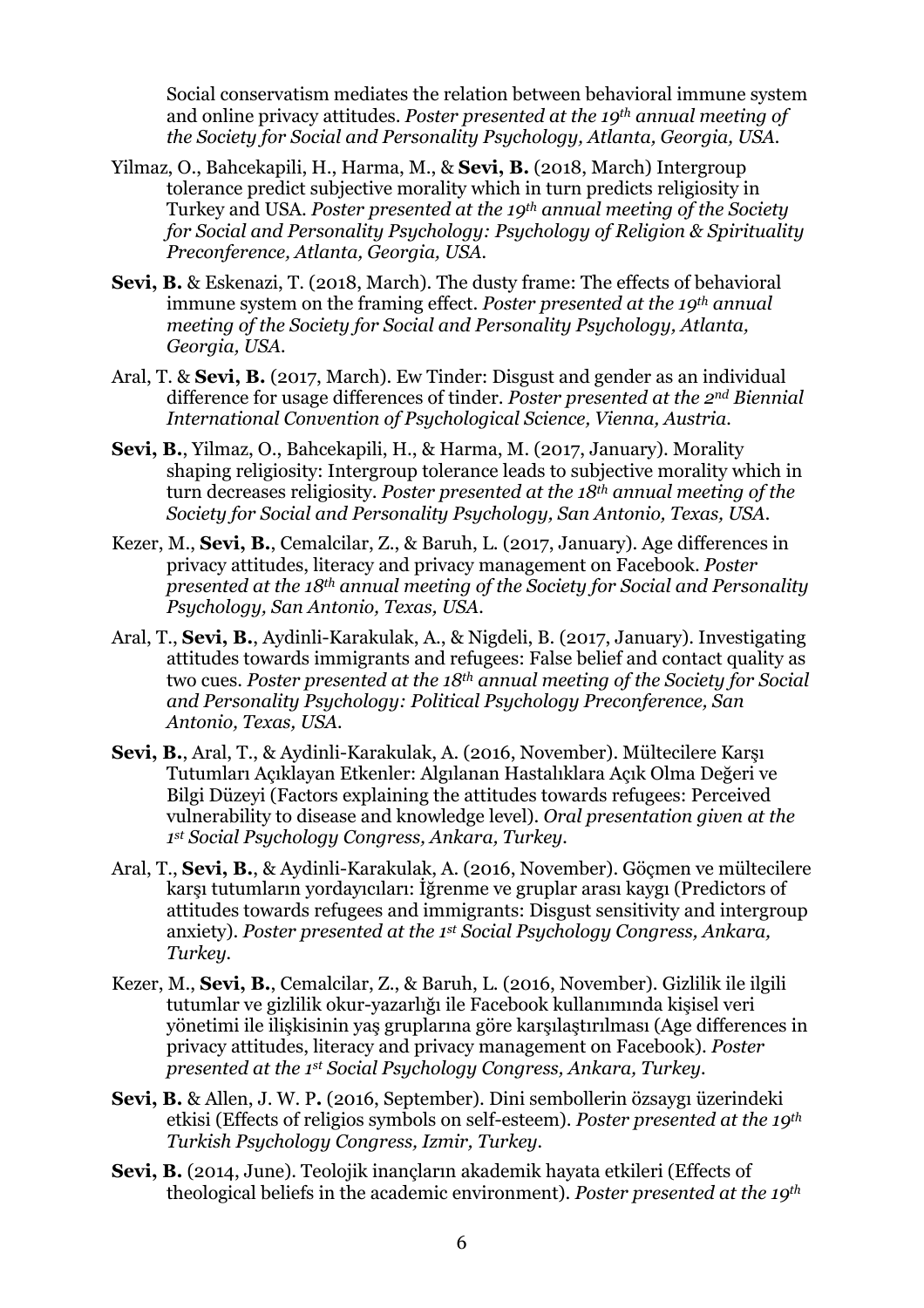Social conservatism mediates the relation between behavioral immune system and online privacy attitudes. *Poster presented at the 19th annual meeting of the Society for Social and Personality Psychology, Atlanta, Georgia, USA.*

Yilmaz, O., Bahcekapili, H., Harma, M., & **Sevi, B.** (2018, March) Intergroup tolerance predict subjective morality which in turn predicts religiosity in Turkey and USA. *Poster presented at the 19th annual meeting of the Society for Social and Personality Psychology: Psychology of Religion & Spirituality Preconference, Atlanta, Georgia, USA.*

**Sevi, B.** & Eskenazi, T. (2018, March). The dusty frame: The effects of behavioral immune system on the framing effect. *Poster presented at the 19th annual meeting of the Society for Social and Personality Psychology, Atlanta, Georgia, USA.*

Aral, T. & **Sevi, B.** (2017, March). Ew Tinder: Disgust and gender as an individual difference for usage differences of tinder. *Poster presented at the 2nd Biennial International Convention of Psychological Science, Vienna, Austria.*

**Sevi, B.**, Yilmaz, O., Bahcekapili, H., & Harma, M. (2017, January). Morality shaping religiosity: Intergroup tolerance leads to subjective morality which in turn decreases religiosity. *Poster presented at the 18th annual meeting of the Society for Social and Personality Psychology, San Antonio, Texas, USA.*

Kezer, M., **Sevi, B.**, Cemalcilar, Z., & Baruh, L. (2017, January). Age differences in privacy attitudes, literacy and privacy management on Facebook. *Poster presented at the 18th annual meeting of the Society for Social and Personality Psychology, San Antonio, Texas, USA.*

Aral, T., **Sevi, B.**, Aydinli-Karakulak, A., & Nigdeli, B. (2017, January). Investigating attitudes towards immigrants and refugees: False belief and contact quality as two cues. *Poster presented at the 18th annual meeting of the Society for Social and Personality Psychology: Political Psychology Preconference, San Antonio, Texas, USA.*

**Sevi, B.**, Aral, T., & Aydinli-Karakulak, A. (2016, November). Mültecilere Karşı Tutumları Açıklayan Etkenler: Algılanan Hastalıklara Açık Olma Değeri ve Bilgi Düzeyi (Factors explaining the attitudes towards refugees: Perceived vulnerability to disease and knowledge level). *Oral presentation given at the 1st Social Psychology Congress, Ankara, Turkey.*

Aral, T., **Sevi, B.**, & Aydinli-Karakulak, A. (2016, November). Göçmen ve mültecilere karşı tutumların yordayıcıları: İğrenme ve gruplar arası kaygı (Predictors of attitudes towards refugees and immigrants: Disgust sensitivity and intergroup anxiety). *Poster presented at the 1st Social Psychology Congress, Ankara, Turkey.*

Kezer, M., **Sevi, B.**, Cemalcilar, Z., & Baruh, L. (2016, November). Gizlilik ile ilgili tutumlar ve gizlilik okur-yazarlığı ile Facebook kullanımında kişisel veri yönetimi ile ilişkisinin yaş gruplarına göre karşılaştırılması (Age differences in privacy attitudes, literacy and privacy management on Facebook). *Poster presented at the 1st Social Psychology Congress, Ankara, Turkey.*

**Sevi, B.** & Allen, J. W. P**.** (2016, September). Dini sembollerin özsaygı üzerindeki etkisi (Effects of religios symbols on self-esteem). *Poster presented at the 19th Turkish Psychology Congress, Izmir, Turkey.*

**Sevi, B.** (2014, June). Teolojik inançların akademik hayata etkileri (Effects of theological beliefs in the academic environment). *Poster presented at the 19th*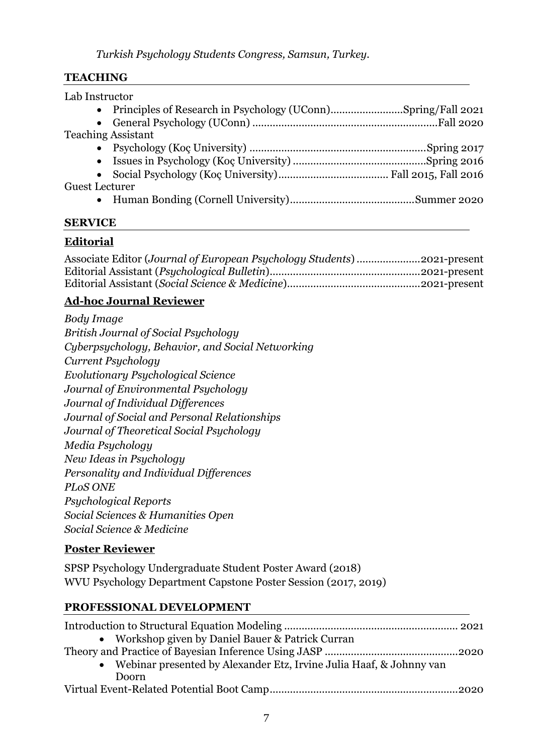*Turkish Psychology Students Congress, Samsun, Turkey.*

## TEACHING

Lab Instructor

- Principles of Research in Psychology (UConn)........................Spring/Fall 2021
- General Psychology (UConn) ..............................................................Fall 2020

Teaching Assistant

- Psychology (Koç University) ............................................................Spring 2017
- Issues in Psychology (Koç University) .............................................Spring 2016
- Social Psychology (Koç University)..................................... Fall 2015, Fall 2016

Guest Lecturer

- Human Bonding (Cornell University)..........................................Summer 2020

## SERVICE

### Editorial

Associate Editor (*Journal of European Psychology Students*) .....................2021-present
Editorial Assistant (*Psychological Bulletin*)...................................................2021-present
Editorial Assistant (*Social Science & Medicine*).............................................2021-present

### Ad-hoc Journal Reviewer

*Body Image*
*British Journal of Social Psychology*
*Cyberpsychology, Behavior, and Social Networking*
*Current Psychology*
*Evolutionary Psychological Science*
*Journal of Environmental Psychology*
*Journal of Individual Differences*
*Journal of Social and Personal Relationships*
*Journal of Theoretical Social Psychology*
*Media Psychology*
*New Ideas in Psychology*
*Personality and Individual Differences*
*PLoS ONE*
*Psychological Reports*
*Social Sciences & Humanities Open*
*Social Science & Medicine*

### Poster Reviewer

SPSP Psychology Undergraduate Student Poster Award (2018)
WVU Psychology Department Capstone Poster Session (2017, 2019)

## PROFESSIONAL DEVELOPMENT

Introduction to Structural Equation Modeling ........................................................... 2021

- Workshop given by Daniel Bauer & Patrick Curran

Theory and Practice of Bayesian Inference Using JASP .............................................2020

- Webinar presented by Alexander Etz, Irvine Julia Haaf, & Johnny van Doorn

Virtual Event-Related Potential Boot Camp................................................................2020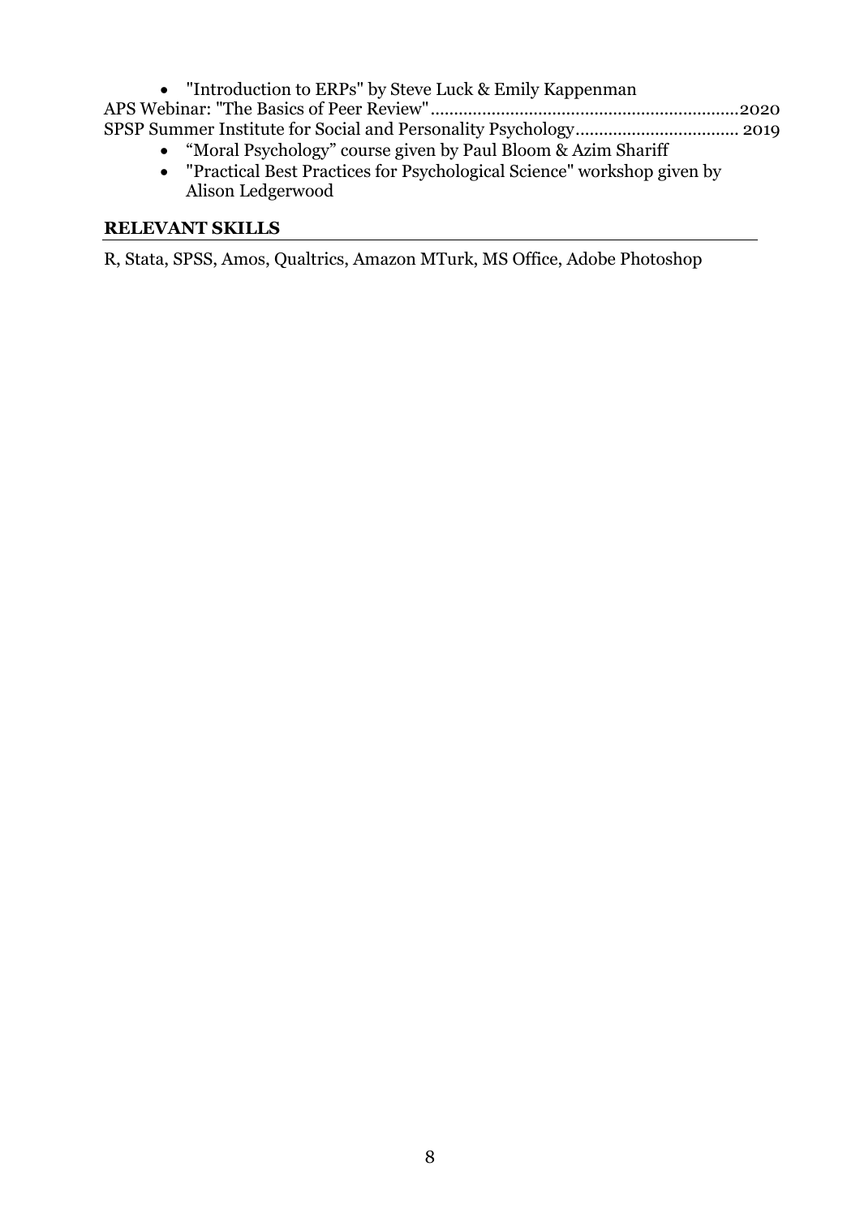- "Introduction to ERPs" by Steve Luck & Emily Kappenman

APS Webinar: "The Basics of Peer Review"....................................................................2020

SPSP Summer Institute for Social and Personality Psychology.................................. 2019

- "Moral Psychology" course given by Paul Bloom & Azim Shariff
- "Practical Best Practices for Psychological Science" workshop given by Alison Ledgerwood

## RELEVANT SKILLS

R, Stata, SPSS, Amos, Qualtrics, Amazon MTurk, MS Office, Adobe Photoshop